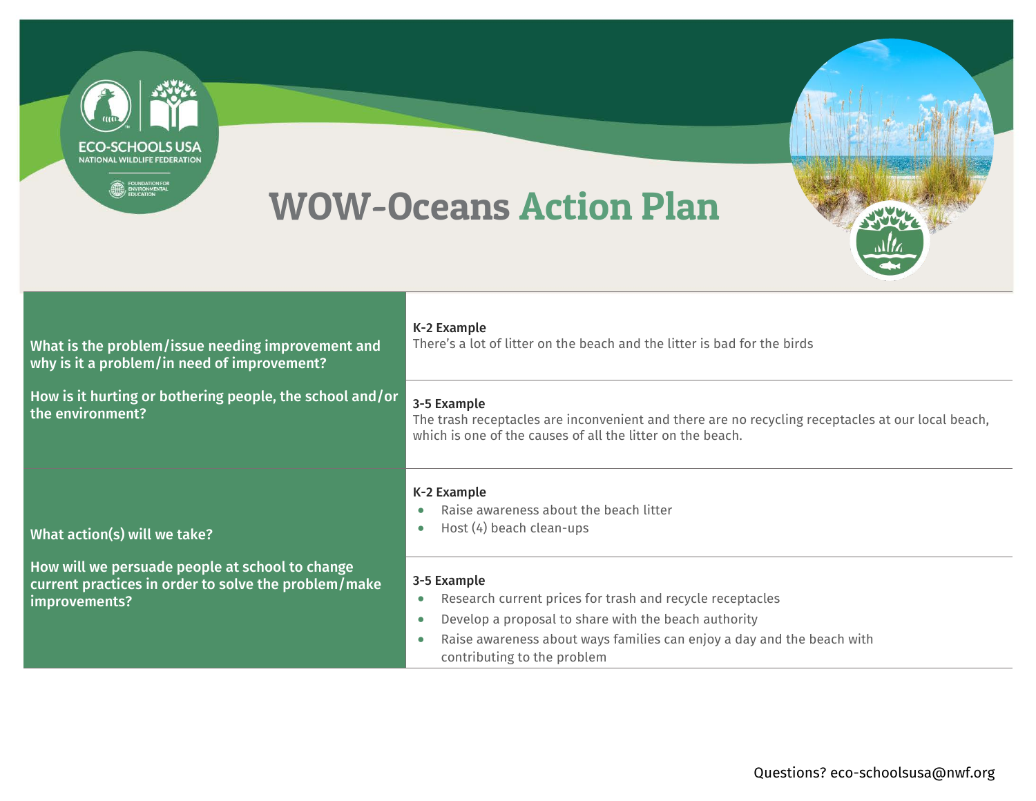# WOW-Oceans Action Plan

| | |
|---|---|
| **What is the problem/issue needing improvement and why is it a problem/in need of improvement?**<br><br>**How is it hurting or bothering people, the school and/or the environment?** | **K-2 Example**<br>There's a lot of litter on the beach and the litter is bad for the birds<br><br>**3-5 Example**<br>The trash receptacles are inconvenient and there are no recycling receptacles at our local beach, which is one of the causes of all the litter on the beach. |
| **What action(s) will we take?**<br><br>**How will we persuade people at school to change current practices in order to solve the problem/make improvements?** | **K-2 Example**<br>• Raise awareness about the beach litter<br>• Host (4) beach clean-ups<br><br>**3-5 Example**<br>• Research current prices for trash and recycle receptacles<br>• Develop a proposal to share with the beach authority<br>• Raise awareness about ways families can enjoy a day and the beach with contributing to the problem |

Questions? eco-schoolsusa@nwf.org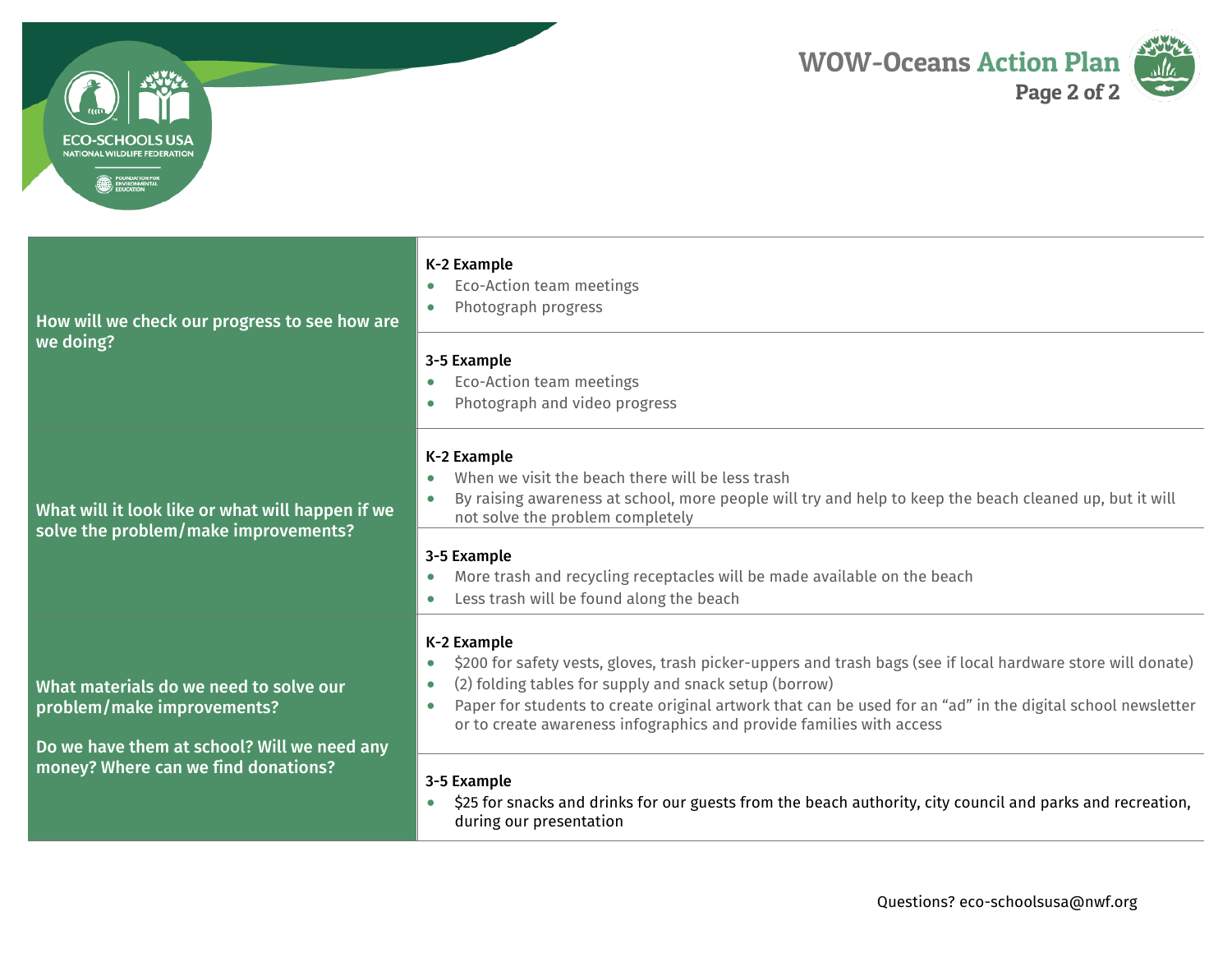| | |
|---|---|
| How will we check our progress to see how are we doing? | **K-2 Example**<br>• Eco-Action team meetings<br>• Photograph progress |
| | **3-5 Example**<br>• Eco-Action team meetings<br>• Photograph and video progress |
| What will it look like or what will happen if we solve the problem/make improvements? | **K-2 Example**<br>• When we visit the beach there will be less trash<br>• By raising awareness at school, more people will try and help to keep the beach cleaned up, but it will not solve the problem completely |
| | **3-5 Example**<br>• More trash and recycling receptacles will be made available on the beach<br>• Less trash will be found along the beach |
| What materials do we need to solve our problem/make improvements?<br><br>Do we have them at school? Will we need any money? Where can we find donations? | **K-2 Example**<br>• $200 for safety vests, gloves, trash picker-uppers and trash bags (see if local hardware store will donate)<br>• (2) folding tables for supply and snack setup (borrow)<br>• Paper for students to create original artwork that can be used for an "ad" in the digital school newsletter or to create awareness infographics and provide families with access |
| | **3-5 Example**<br>• $25 for snacks and drinks for our guests from the beach authority, city council and parks and recreation, during our presentation |

Questions? eco-schoolsusa@nwf.org